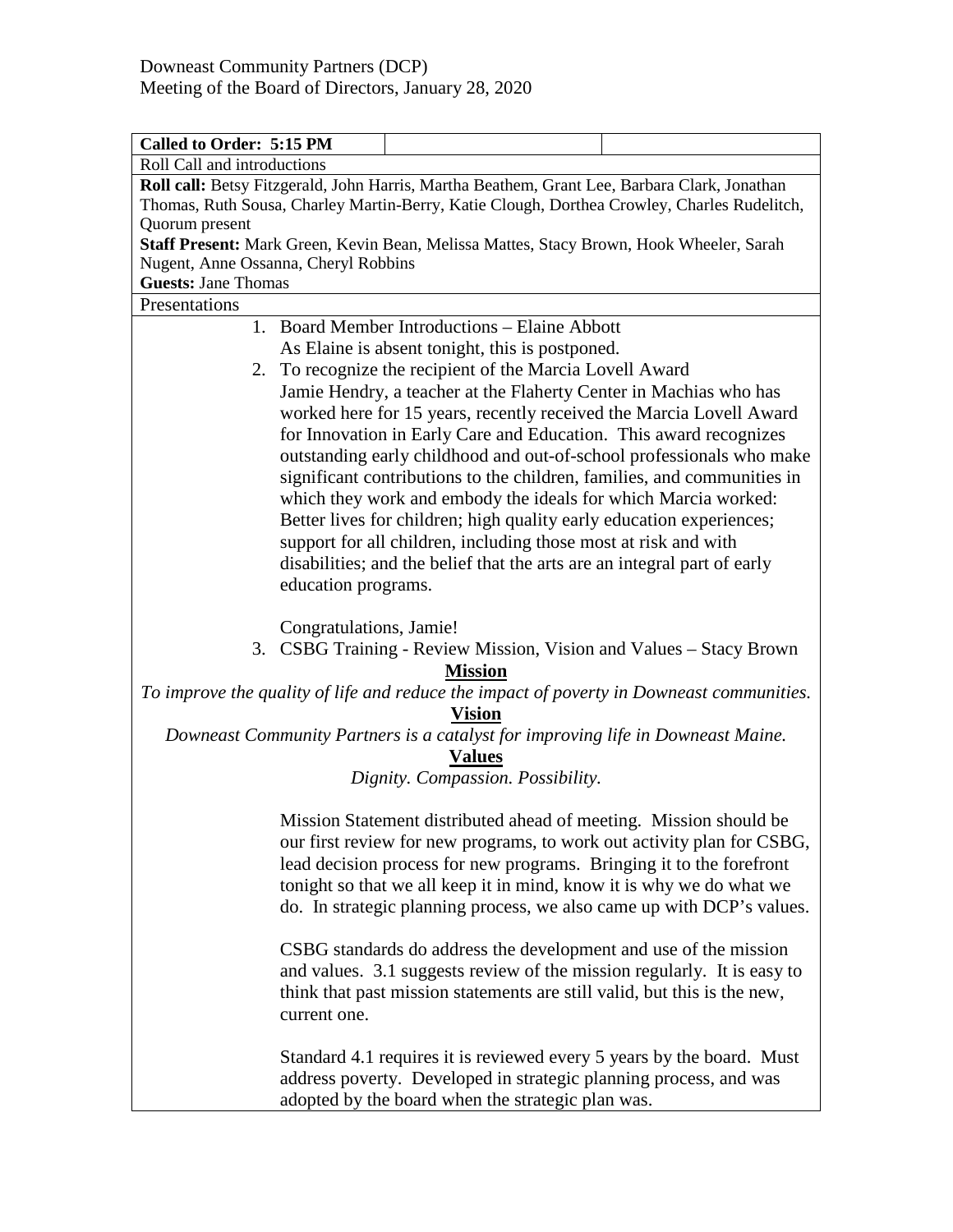Downeast Community Partners (DCP)
Meeting of the Board of Directors, January 28, 2020

| **Called to Order: 5:15 PM** | | |
|---|---|---|

Roll Call and introductions

**Roll call:** Betsy Fitzgerald, John Harris, Martha Beathem, Grant Lee, Barbara Clark, Jonathan Thomas, Ruth Sousa, Charley Martin-Berry, Katie Clough, Dorthea Crowley, Charles Rudelitch, Quorum present

**Staff Present:** Mark Green, Kevin Bean, Melissa Mattes, Stacy Brown, Hook Wheeler, Sarah Nugent, Anne Ossanna, Cheryl Robbins

**Guests:** Jane Thomas

Presentations

1. Board Member Introductions – Elaine Abbott
   As Elaine is absent tonight, this is postponed.
2. To recognize the recipient of the Marcia Lovell Award
   Jamie Hendry, a teacher at the Flaherty Center in Machias who has worked here for 15 years, recently received the Marcia Lovell Award for Innovation in Early Care and Education. This award recognizes outstanding early childhood and out-of-school professionals who make significant contributions to the children, families, and communities in which they work and embody the ideals for which Marcia worked: Better lives for children; high quality early education experiences; support for all children, including those most at risk and with disabilities; and the belief that the arts are an integral part of early education programs.

   Congratulations, Jamie!
3. CSBG Training - Review Mission, Vision and Values – Stacy Brown

**Mission**

*To improve the quality of life and reduce the impact of poverty in Downeast communities.*

**Vision**

*Downeast Community Partners is a catalyst for improving life in Downeast Maine.*

**Values**

*Dignity. Compassion. Possibility.*

Mission Statement distributed ahead of meeting. Mission should be our first review for new programs, to work out activity plan for CSBG, lead decision process for new programs. Bringing it to the forefront tonight so that we all keep it in mind, know it is why we do what we do. In strategic planning process, we also came up with DCP's values.

CSBG standards do address the development and use of the mission and values. 3.1 suggests review of the mission regularly. It is easy to think that past mission statements are still valid, but this is the new, current one.

Standard 4.1 requires it is reviewed every 5 years by the board. Must address poverty. Developed in strategic planning process, and was adopted by the board when the strategic plan was.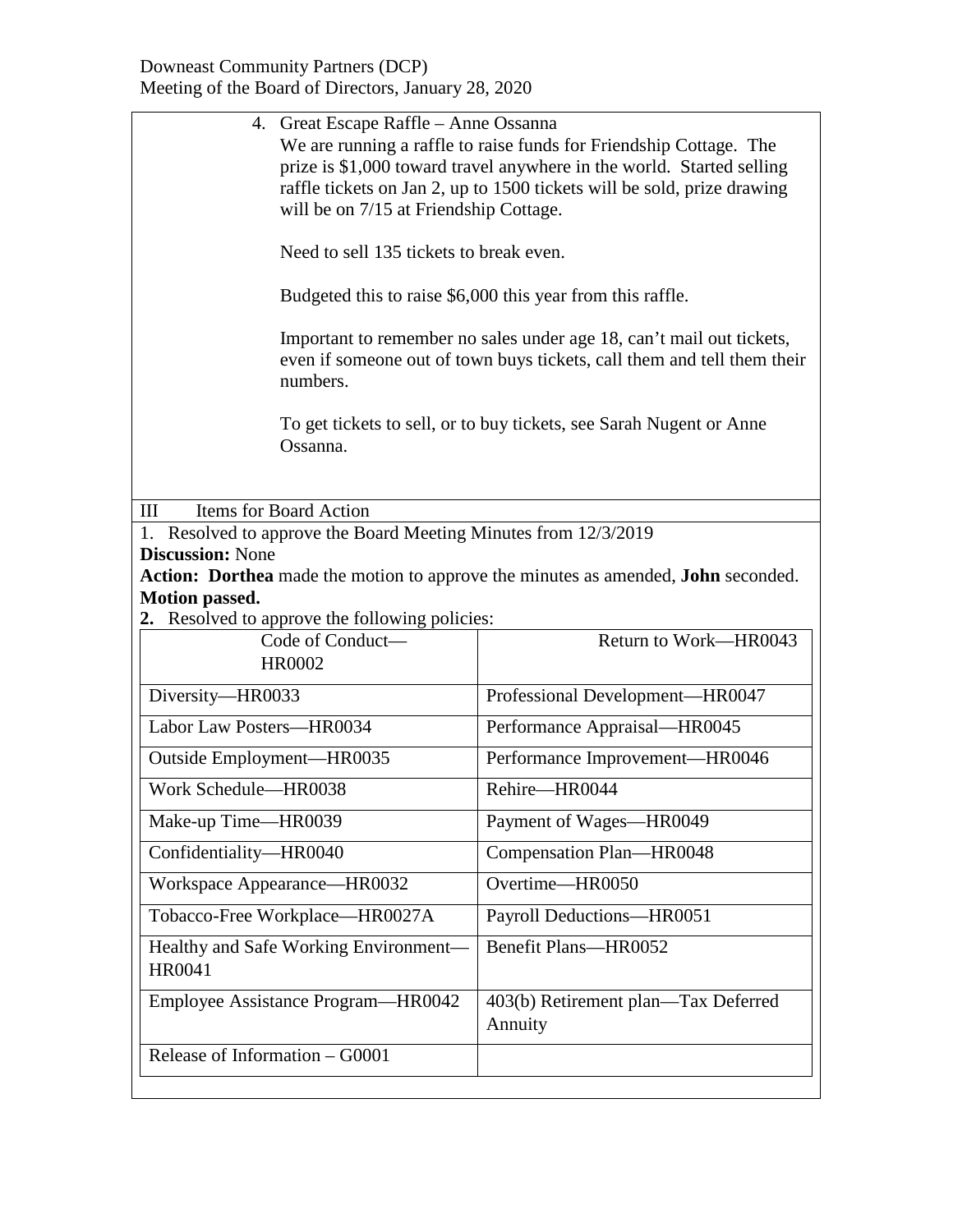4. Great Escape Raffle – Anne Ossanna

   We are running a raffle to raise funds for Friendship Cottage. The prize is $1,000 toward travel anywhere in the world. Started selling raffle tickets on Jan 2, up to 1500 tickets will be sold, prize drawing will be on 7/15 at Friendship Cottage.

   Need to sell 135 tickets to break even.

   Budgeted this to raise $6,000 this year from this raffle.

   Important to remember no sales under age 18, can't mail out tickets, even if someone out of town buys tickets, call them and tell them their numbers.

   To get tickets to sell, or to buy tickets, see Sarah Nugent or Anne Ossanna.

## III Items for Board Action

1. Resolved to approve the Board Meeting Minutes from 12/3/2019

**Discussion:** None

**Action: Dorthea** made the motion to approve the minutes as amended, **John** seconded.

**Motion passed.**

**2.** Resolved to approve the following policies:

| Code of Conduct—HR0002 | Return to Work—HR0043 |
|---|---|
| Diversity—HR0033 | Professional Development—HR0047 |
| Labor Law Posters—HR0034 | Performance Appraisal—HR0045 |
| Outside Employment—HR0035 | Performance Improvement—HR0046 |
| Work Schedule—HR0038 | Rehire—HR0044 |
| Make-up Time—HR0039 | Payment of Wages—HR0049 |
| Confidentiality—HR0040 | Compensation Plan—HR0048 |
| Workspace Appearance—HR0032 | Overtime—HR0050 |
| Tobacco-Free Workplace—HR0027A | Payroll Deductions—HR0051 |
| Healthy and Safe Working Environment—HR0041 | Benefit Plans—HR0052 |
| Employee Assistance Program—HR0042 | 403(b) Retirement plan—Tax Deferred Annuity |
| Release of Information – G0001 | |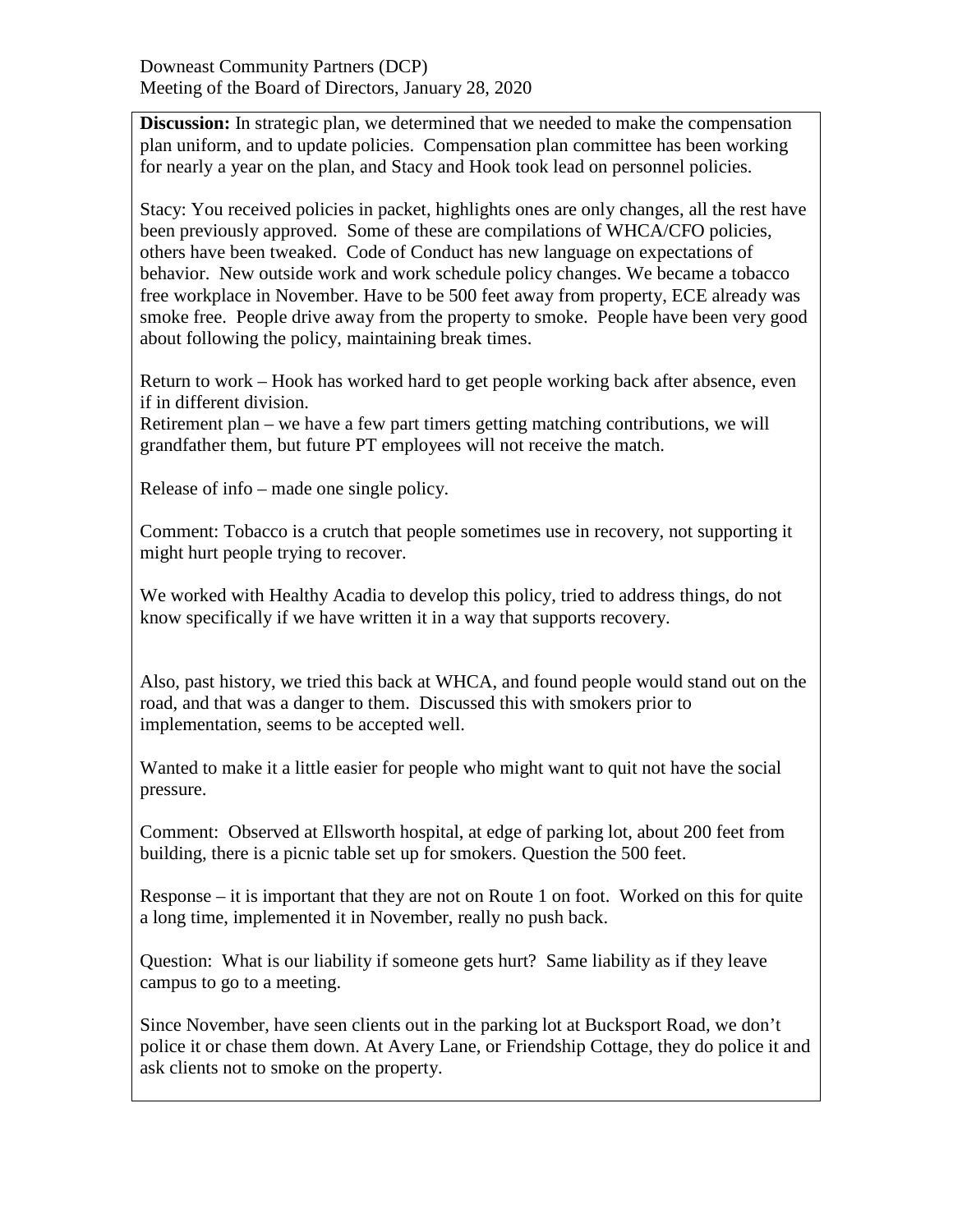Downeast Community Partners (DCP)
Meeting of the Board of Directors, January 28, 2020

**Discussion:** In strategic plan, we determined that we needed to make the compensation plan uniform, and to update policies. Compensation plan committee has been working for nearly a year on the plan, and Stacy and Hook took lead on personnel policies.

Stacy: You received policies in packet, highlights ones are only changes, all the rest have been previously approved. Some of these are compilations of WHCA/CFO policies, others have been tweaked. Code of Conduct has new language on expectations of behavior. New outside work and work schedule policy changes. We became a tobacco free workplace in November. Have to be 500 feet away from property, ECE already was smoke free. People drive away from the property to smoke. People have been very good about following the policy, maintaining break times.

Return to work – Hook has worked hard to get people working back after absence, even if in different division.
Retirement plan – we have a few part timers getting matching contributions, we will grandfather them, but future PT employees will not receive the match.

Release of info – made one single policy.

Comment: Tobacco is a crutch that people sometimes use in recovery, not supporting it might hurt people trying to recover.

We worked with Healthy Acadia to develop this policy, tried to address things, do not know specifically if we have written it in a way that supports recovery.

Also, past history, we tried this back at WHCA, and found people would stand out on the road, and that was a danger to them. Discussed this with smokers prior to implementation, seems to be accepted well.

Wanted to make it a little easier for people who might want to quit not have the social pressure.

Comment: Observed at Ellsworth hospital, at edge of parking lot, about 200 feet from building, there is a picnic table set up for smokers. Question the 500 feet.

Response – it is important that they are not on Route 1 on foot. Worked on this for quite a long time, implemented it in November, really no push back.

Question: What is our liability if someone gets hurt? Same liability as if they leave campus to go to a meeting.

Since November, have seen clients out in the parking lot at Bucksport Road, we don't police it or chase them down. At Avery Lane, or Friendship Cottage, they do police it and ask clients not to smoke on the property.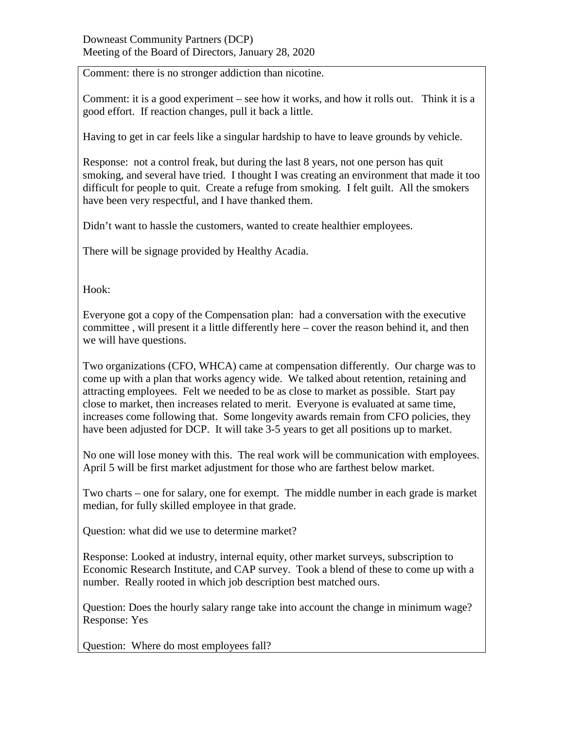Comment: there is no stronger addiction than nicotine.

Comment: it is a good experiment – see how it works, and how it rolls out. Think it is a good effort. If reaction changes, pull it back a little.

Having to get in car feels like a singular hardship to have to leave grounds by vehicle.

Response: not a control freak, but during the last 8 years, not one person has quit smoking, and several have tried. I thought I was creating an environment that made it too difficult for people to quit. Create a refuge from smoking. I felt guilt. All the smokers have been very respectful, and I have thanked them.

Didn't want to hassle the customers, wanted to create healthier employees.

There will be signage provided by Healthy Acadia.

Hook:

Everyone got a copy of the Compensation plan: had a conversation with the executive committee , will present it a little differently here – cover the reason behind it, and then we will have questions.

Two organizations (CFO, WHCA) came at compensation differently. Our charge was to come up with a plan that works agency wide. We talked about retention, retaining and attracting employees. Felt we needed to be as close to market as possible. Start pay close to market, then increases related to merit. Everyone is evaluated at same time, increases come following that. Some longevity awards remain from CFO policies, they have been adjusted for DCP. It will take 3-5 years to get all positions up to market.

No one will lose money with this. The real work will be communication with employees. April 5 will be first market adjustment for those who are farthest below market.

Two charts – one for salary, one for exempt. The middle number in each grade is market median, for fully skilled employee in that grade.

Question: what did we use to determine market?

Response: Looked at industry, internal equity, other market surveys, subscription to Economic Research Institute, and CAP survey. Took a blend of these to come up with a number. Really rooted in which job description best matched ours.

Question: Does the hourly salary range take into account the change in minimum wage?
Response: Yes

Question: Where do most employees fall?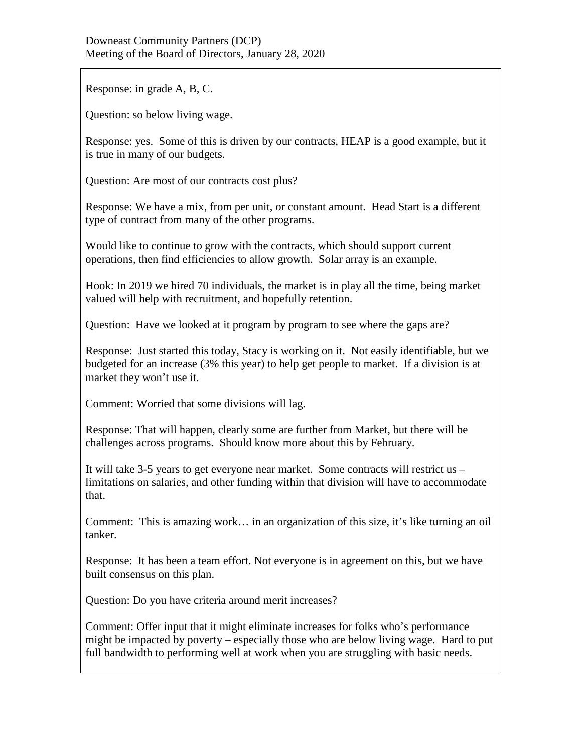Response: in grade A, B, C.

Question: so below living wage.

Response: yes. Some of this is driven by our contracts, HEAP is a good example, but it is true in many of our budgets.

Question: Are most of our contracts cost plus?

Response: We have a mix, from per unit, or constant amount. Head Start is a different type of contract from many of the other programs.

Would like to continue to grow with the contracts, which should support current operations, then find efficiencies to allow growth. Solar array is an example.

Hook: In 2019 we hired 70 individuals, the market is in play all the time, being market valued will help with recruitment, and hopefully retention.

Question: Have we looked at it program by program to see where the gaps are?

Response: Just started this today, Stacy is working on it. Not easily identifiable, but we budgeted for an increase (3% this year) to help get people to market. If a division is at market they won't use it.

Comment: Worried that some divisions will lag.

Response: That will happen, clearly some are further from Market, but there will be challenges across programs. Should know more about this by February.

It will take 3-5 years to get everyone near market. Some contracts will restrict us – limitations on salaries, and other funding within that division will have to accommodate that.

Comment: This is amazing work… in an organization of this size, it's like turning an oil tanker.

Response: It has been a team effort. Not everyone is in agreement on this, but we have built consensus on this plan.

Question: Do you have criteria around merit increases?

Comment: Offer input that it might eliminate increases for folks who's performance might be impacted by poverty – especially those who are below living wage. Hard to put full bandwidth to performing well at work when you are struggling with basic needs.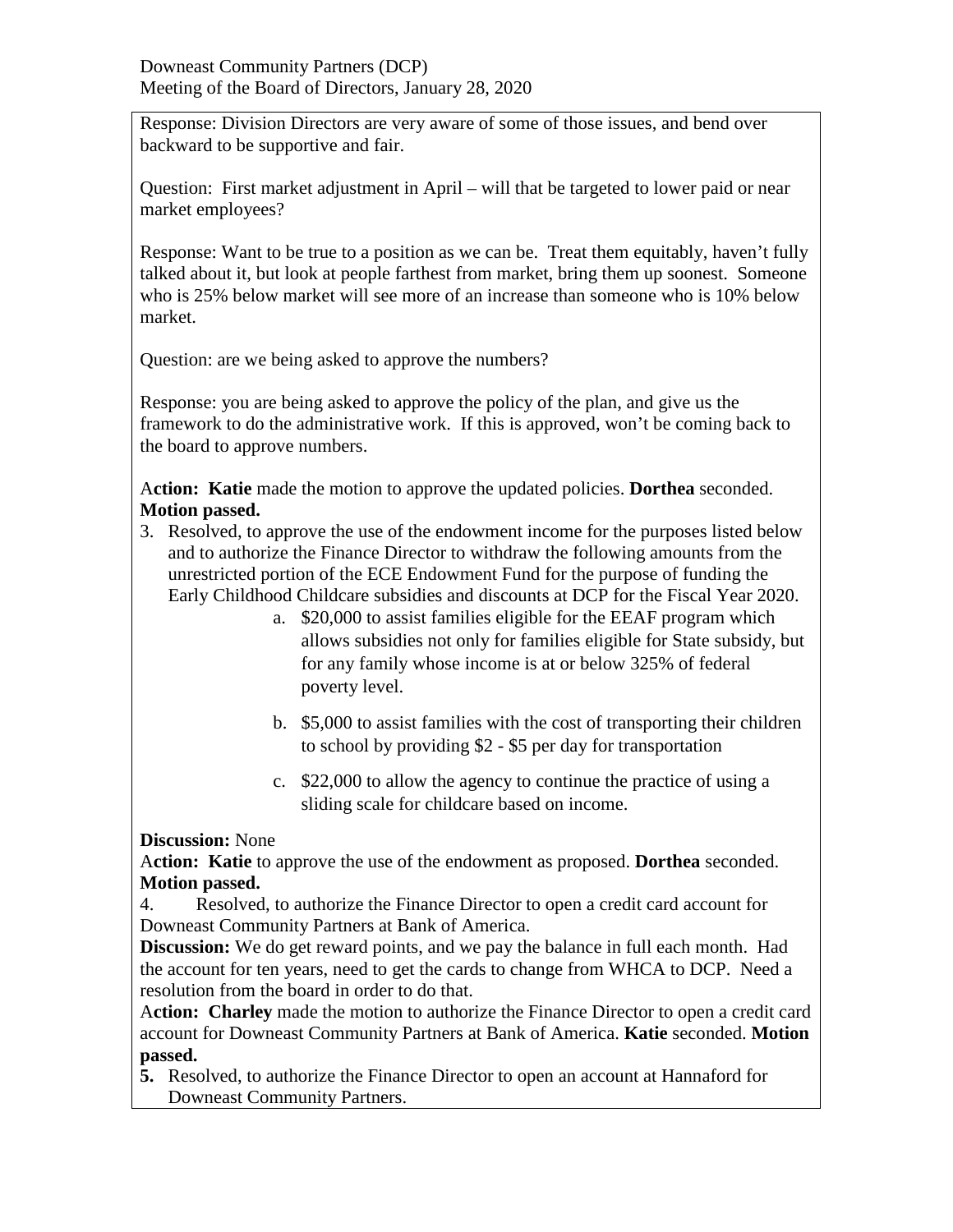Response: Division Directors are very aware of some of those issues, and bend over backward to be supportive and fair.

Question: First market adjustment in April – will that be targeted to lower paid or near market employees?

Response: Want to be true to a position as we can be. Treat them equitably, haven't fully talked about it, but look at people farthest from market, bring them up soonest. Someone who is 25% below market will see more of an increase than someone who is 10% below market.

Question: are we being asked to approve the numbers?

Response: you are being asked to approve the policy of the plan, and give us the framework to do the administrative work. If this is approved, won't be coming back to the board to approve numbers.

A**ction: Katie** made the motion to approve the updated policies. **Dorthea** seconded. **Motion passed.**

3. Resolved, to approve the use of the endowment income for the purposes listed below and to authorize the Finance Director to withdraw the following amounts from the unrestricted portion of the ECE Endowment Fund for the purpose of funding the Early Childhood Childcare subsidies and discounts at DCP for the Fiscal Year 2020.
   a. $20,000 to assist families eligible for the EEAF program which allows subsidies not only for families eligible for State subsidy, but for any family whose income is at or below 325% of federal poverty level.
   b. $5,000 to assist families with the cost of transporting their children to school by providing $2 - $5 per day for transportation
   c. $22,000 to allow the agency to continue the practice of using a sliding scale for childcare based on income.

**Discussion:** None

A**ction: Katie** to approve the use of the endowment as proposed. **Dorthea** seconded. **Motion passed.**

4. Resolved, to authorize the Finance Director to open a credit card account for Downeast Community Partners at Bank of America.

**Discussion:** We do get reward points, and we pay the balance in full each month. Had the account for ten years, need to get the cards to change from WHCA to DCP. Need a resolution from the board in order to do that.

A**ction: Charley** made the motion to authorize the Finance Director to open a credit card account for Downeast Community Partners at Bank of America. **Katie** seconded. **Motion passed.**

**5.** Resolved, to authorize the Finance Director to open an account at Hannaford for Downeast Community Partners.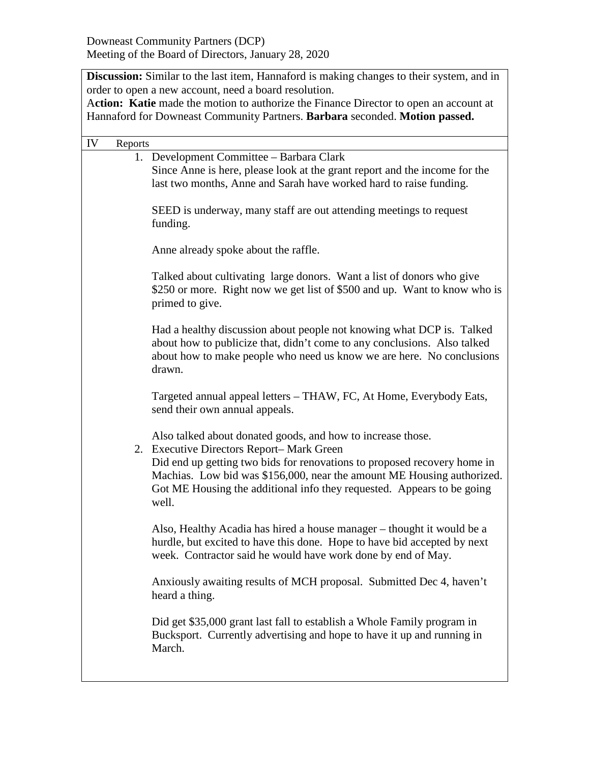Downeast Community Partners (DCP)
Meeting of the Board of Directors, January 28, 2020

**Discussion:** Similar to the last item, Hannaford is making changes to their system, and in order to open a new account, need a board resolution.
A**ction: Katie** made the motion to authorize the Finance Director to open an account at Hannaford for Downeast Community Partners. **Barbara** seconded. **Motion passed.**

IV Reports

1. Development Committee – Barbara Clark
   Since Anne is here, please look at the grant report and the income for the last two months, Anne and Sarah have worked hard to raise funding.

   SEED is underway, many staff are out attending meetings to request funding.

   Anne already spoke about the raffle.

   Talked about cultivating large donors. Want a list of donors who give $250 or more. Right now we get list of $500 and up. Want to know who is primed to give.

   Had a healthy discussion about people not knowing what DCP is. Talked about how to publicize that, didn't come to any conclusions. Also talked about how to make people who need us know we are here. No conclusions drawn.

   Targeted annual appeal letters – THAW, FC, At Home, Everybody Eats, send their own annual appeals.

   Also talked about donated goods, and how to increase those.
2. Executive Directors Report– Mark Green
   Did end up getting two bids for renovations to proposed recovery home in Machias. Low bid was $156,000, near the amount ME Housing authorized. Got ME Housing the additional info they requested. Appears to be going well.

   Also, Healthy Acadia has hired a house manager – thought it would be a hurdle, but excited to have this done. Hope to have bid accepted by next week. Contractor said he would have work done by end of May.

   Anxiously awaiting results of MCH proposal. Submitted Dec 4, haven't heard a thing.

   Did get $35,000 grant last fall to establish a Whole Family program in Bucksport. Currently advertising and hope to have it up and running in March.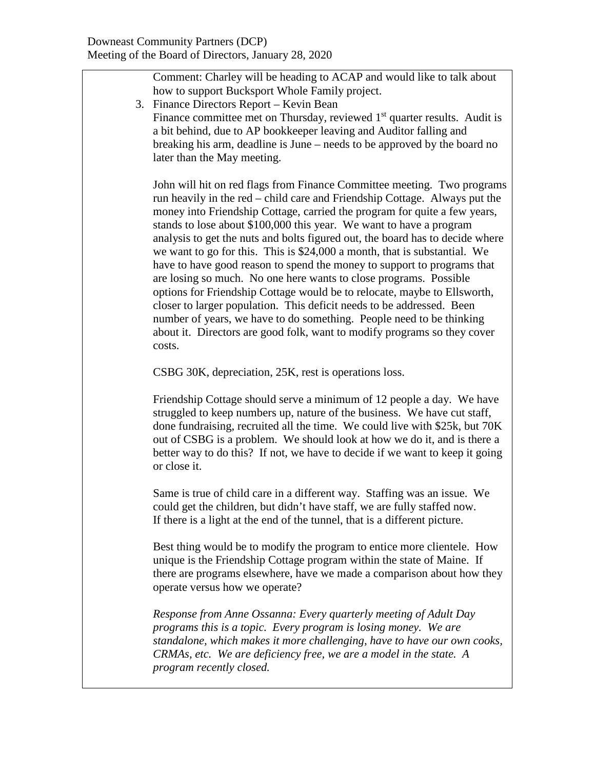Comment: Charley will be heading to ACAP and would like to talk about how to support Bucksport Whole Family project.

3. Finance Directors Report – Kevin Bean

   Finance committee met on Thursday, reviewed 1st quarter results. Audit is a bit behind, due to AP bookkeeper leaving and Auditor falling and breaking his arm, deadline is June – needs to be approved by the board no later than the May meeting.

   John will hit on red flags from Finance Committee meeting. Two programs run heavily in the red – child care and Friendship Cottage. Always put the money into Friendship Cottage, carried the program for quite a few years, stands to lose about $100,000 this year. We want to have a program analysis to get the nuts and bolts figured out, the board has to decide where we want to go for this. This is $24,000 a month, that is substantial. We have to have good reason to spend the money to support to programs that are losing so much. No one here wants to close programs. Possible options for Friendship Cottage would be to relocate, maybe to Ellsworth, closer to larger population. This deficit needs to be addressed. Been number of years, we have to do something. People need to be thinking about it. Directors are good folk, want to modify programs so they cover costs.

   CSBG 30K, depreciation, 25K, rest is operations loss.

   Friendship Cottage should serve a minimum of 12 people a day. We have struggled to keep numbers up, nature of the business. We have cut staff, done fundraising, recruited all the time. We could live with $25k, but 70K out of CSBG is a problem. We should look at how we do it, and is there a better way to do this? If not, we have to decide if we want to keep it going or close it.

   Same is true of child care in a different way. Staffing was an issue. We could get the children, but didn't have staff, we are fully staffed now. If there is a light at the end of the tunnel, that is a different picture.

   Best thing would be to modify the program to entice more clientele. How unique is the Friendship Cottage program within the state of Maine. If there are programs elsewhere, have we made a comparison about how they operate versus how we operate?

   *Response from Anne Ossanna: Every quarterly meeting of Adult Day programs this is a topic. Every program is losing money. We are standalone, which makes it more challenging, have to have our own cooks, CRMAs, etc. We are deficiency free, we are a model in the state. A program recently closed.*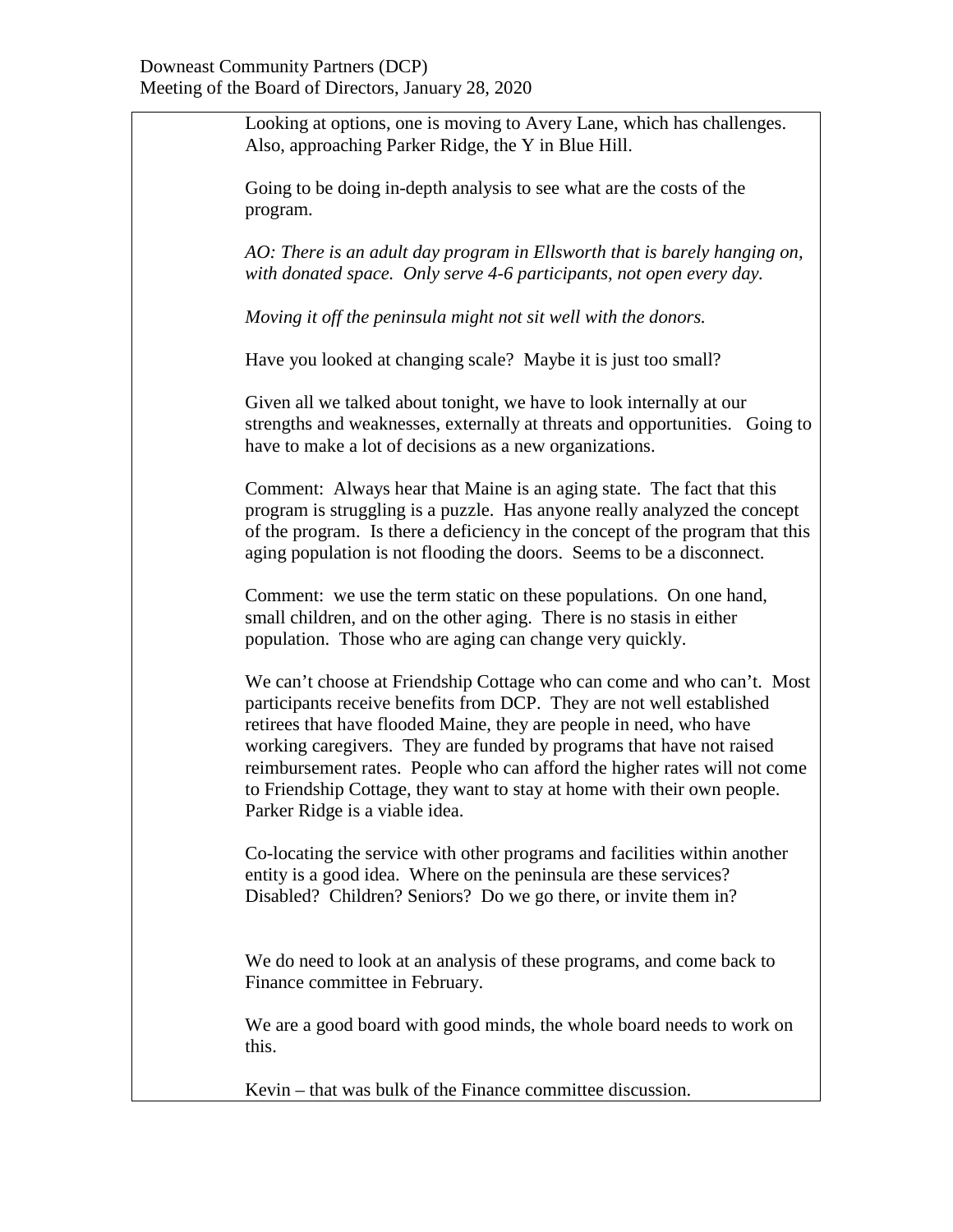Looking at options, one is moving to Avery Lane, which has challenges. Also, approaching Parker Ridge, the Y in Blue Hill.

Going to be doing in-depth analysis to see what are the costs of the program.

*AO: There is an adult day program in Ellsworth that is barely hanging on, with donated space. Only serve 4-6 participants, not open every day.*

*Moving it off the peninsula might not sit well with the donors.*

Have you looked at changing scale? Maybe it is just too small?

Given all we talked about tonight, we have to look internally at our strengths and weaknesses, externally at threats and opportunities. Going to have to make a lot of decisions as a new organizations.

Comment: Always hear that Maine is an aging state. The fact that this program is struggling is a puzzle. Has anyone really analyzed the concept of the program. Is there a deficiency in the concept of the program that this aging population is not flooding the doors. Seems to be a disconnect.

Comment: we use the term static on these populations. On one hand, small children, and on the other aging. There is no stasis in either population. Those who are aging can change very quickly.

We can't choose at Friendship Cottage who can come and who can't. Most participants receive benefits from DCP. They are not well established retirees that have flooded Maine, they are people in need, who have working caregivers. They are funded by programs that have not raised reimbursement rates. People who can afford the higher rates will not come to Friendship Cottage, they want to stay at home with their own people. Parker Ridge is a viable idea.

Co-locating the service with other programs and facilities within another entity is a good idea. Where on the peninsula are these services? Disabled? Children? Seniors? Do we go there, or invite them in?

We do need to look at an analysis of these programs, and come back to Finance committee in February.

We are a good board with good minds, the whole board needs to work on this.

Kevin – that was bulk of the Finance committee discussion.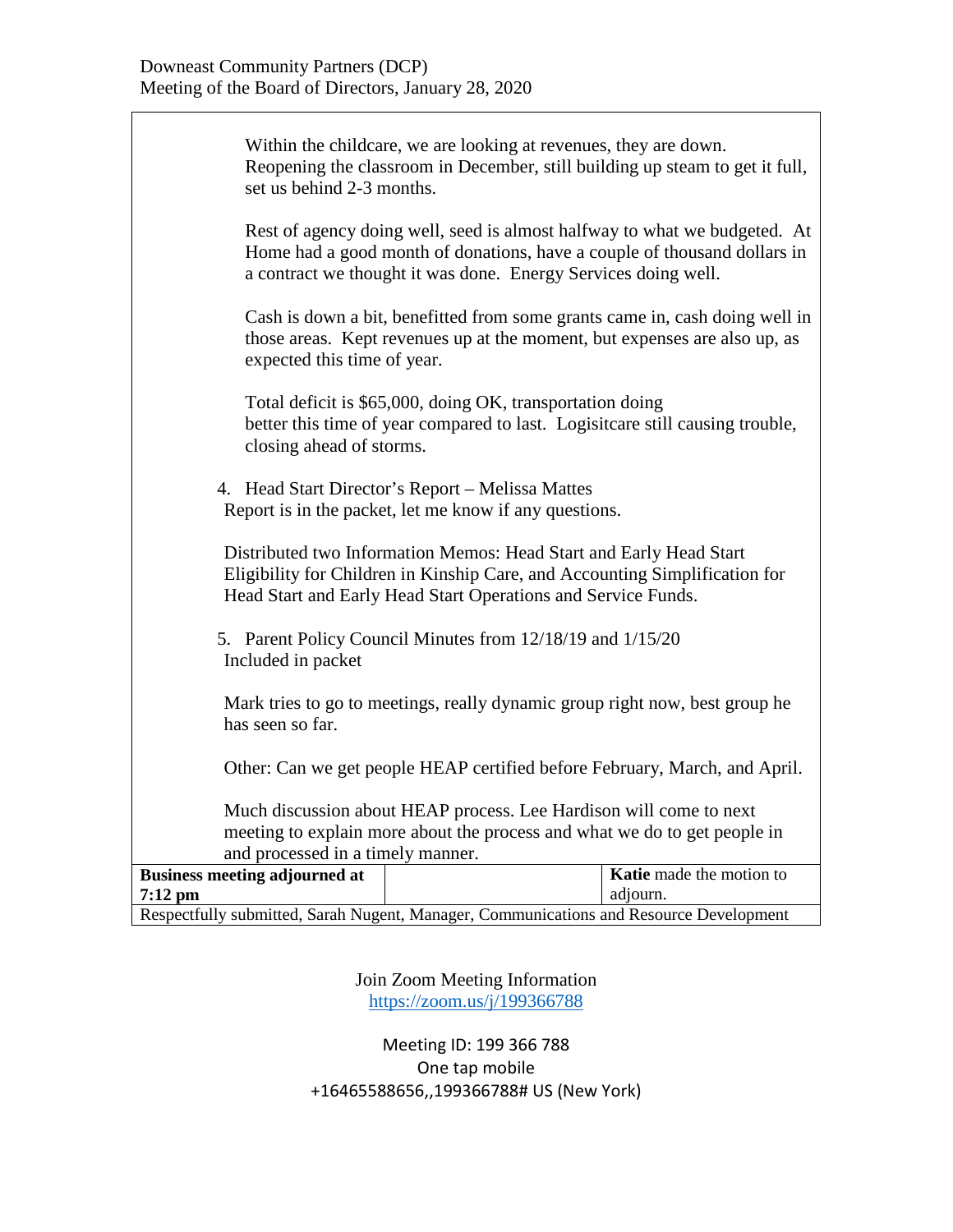Downeast Community Partners (DCP)
Meeting of the Board of Directors, January 28, 2020

Within the childcare, we are looking at revenues, they are down. Reopening the classroom in December, still building up steam to get it full, set us behind 2-3 months.

Rest of agency doing well, seed is almost halfway to what we budgeted. At Home had a good month of donations, have a couple of thousand dollars in a contract we thought it was done. Energy Services doing well.

Cash is down a bit, benefitted from some grants came in, cash doing well in those areas. Kept revenues up at the moment, but expenses are also up, as expected this time of year.

Total deficit is $65,000, doing OK, transportation doing better this time of year compared to last. Logisitcare still causing trouble, closing ahead of storms.

4. Head Start Director's Report – Melissa Mattes

Report is in the packet, let me know if any questions.

Distributed two Information Memos: Head Start and Early Head Start Eligibility for Children in Kinship Care, and Accounting Simplification for Head Start and Early Head Start Operations and Service Funds.

5. Parent Policy Council Minutes from 12/18/19 and 1/15/20

Included in packet

Mark tries to go to meetings, really dynamic group right now, best group he has seen so far.

Other: Can we get people HEAP certified before February, March, and April.

Much discussion about HEAP process. Lee Hardison will come to next meeting to explain more about the process and what we do to get people in and processed in a timely manner.

| **Business meeting adjourned at 7:12 pm** | | **Katie** made the motion to adjourn. |
|---|---|---|

Respectfully submitted, Sarah Nugent, Manager, Communications and Resource Development

Join Zoom Meeting Information
https://zoom.us/j/199366788

Meeting ID: 199 366 788
One tap mobile
+16465588656,,199366788# US (New York)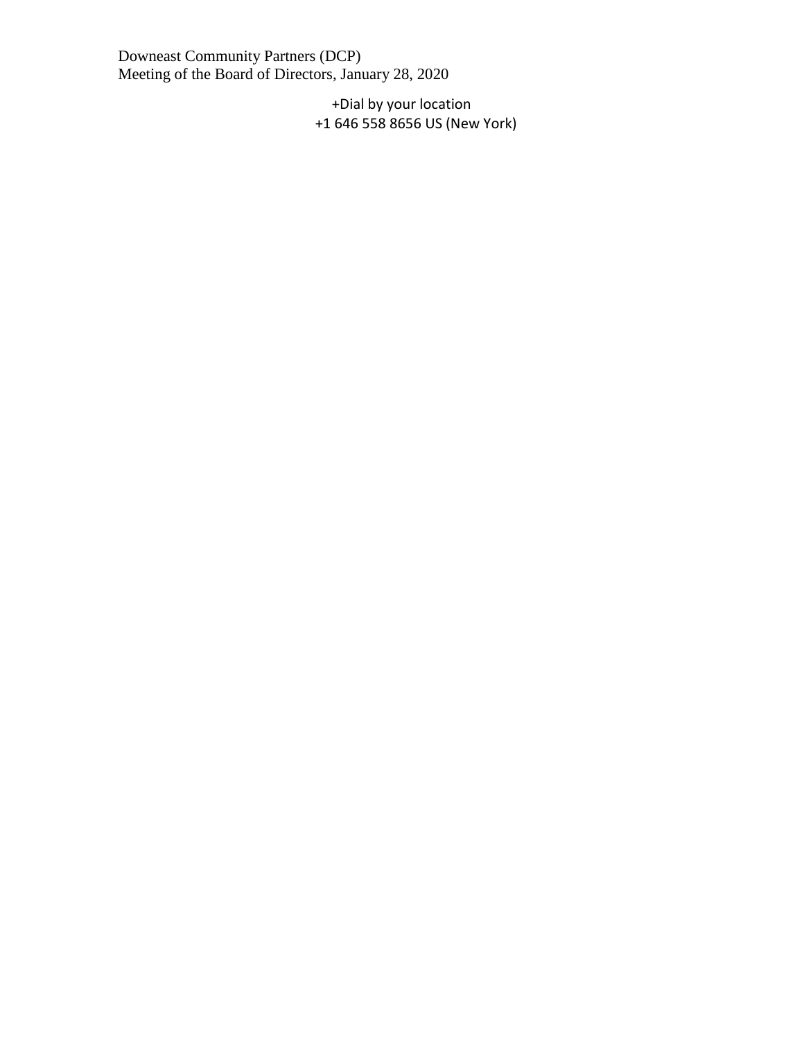+Dial by your location

+1 646 558 8656 US (New York)